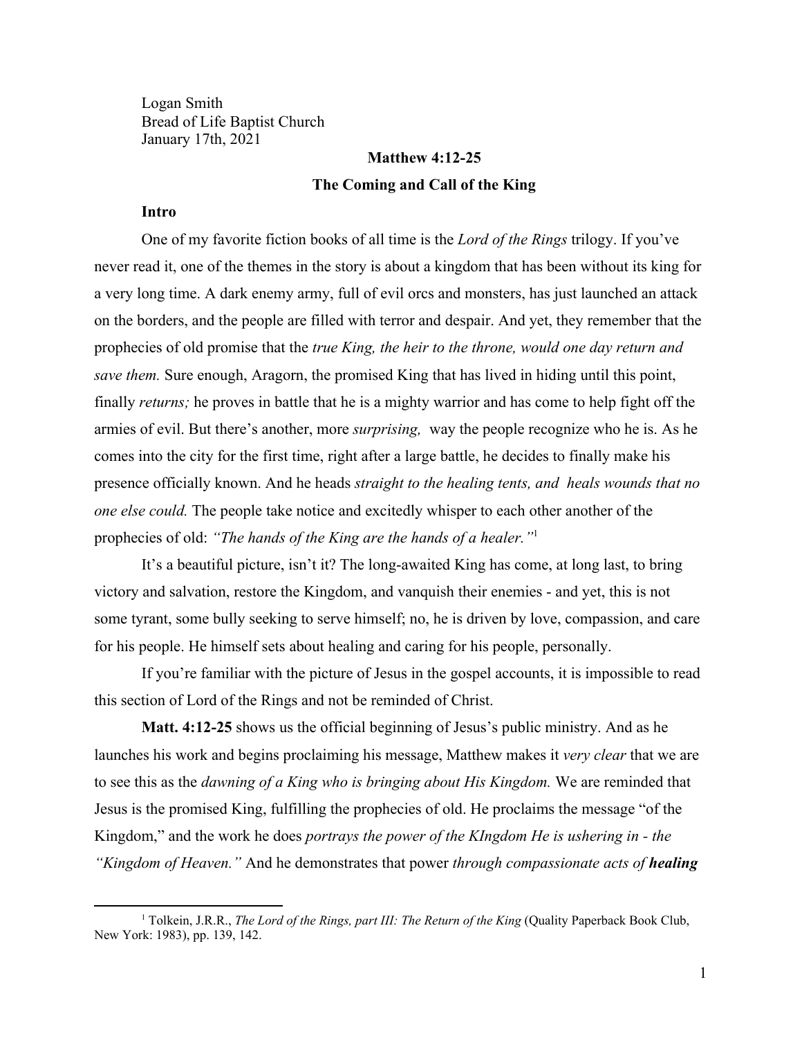Logan Smith
Bread of Life Baptist Church
January 17th, 2021

**Matthew 4:12-25**

**The Coming and Call of the King**

**Intro**

One of my favorite fiction books of all time is the *Lord of the Rings* trilogy. If you've never read it, one of the themes in the story is about a kingdom that has been without its king for a very long time. A dark enemy army, full of evil orcs and monsters, has just launched an attack on the borders, and the people are filled with terror and despair. And yet, they remember that the prophecies of old promise that the *true King, the heir to the throne, would one day return and save them.* Sure enough, Aragorn, the promised King that has lived in hiding until this point, finally *returns;* he proves in battle that he is a mighty warrior and has come to help fight off the armies of evil. But there's another, more *surprising,* way the people recognize who he is. As he comes into the city for the first time, right after a large battle, he decides to finally make his presence officially known. And he heads *straight to the healing tents, and heals wounds that no one else could.* The people take notice and excitedly whisper to each other another of the prophecies of old: *"The hands of the King are the hands of a healer."*[1]

It's a beautiful picture, isn't it? The long-awaited King has come, at long last, to bring victory and salvation, restore the Kingdom, and vanquish their enemies - and yet, this is not some tyrant, some bully seeking to serve himself; no, he is driven by love, compassion, and care for his people. He himself sets about healing and caring for his people, personally.

If you're familiar with the picture of Jesus in the gospel accounts, it is impossible to read this section of Lord of the Rings and not be reminded of Christ.

**Matt. 4:12-25** shows us the official beginning of Jesus's public ministry. And as he launches his work and begins proclaiming his message, Matthew makes it *very clear* that we are to see this as the *dawning of a King who is bringing about His Kingdom.* We are reminded that Jesus is the promised King, fulfilling the prophecies of old. He proclaims the message "of the Kingdom," and the work he does *portrays the power of the KIngdom He is ushering in - the "Kingdom of Heaven."* And he demonstrates that power *through compassionate acts of* ***healing***

[1] Tolkein, J.R.R., *The Lord of the Rings, part III: The Return of the King* (Quality Paperback Book Club, New York: 1983), pp. 139, 142.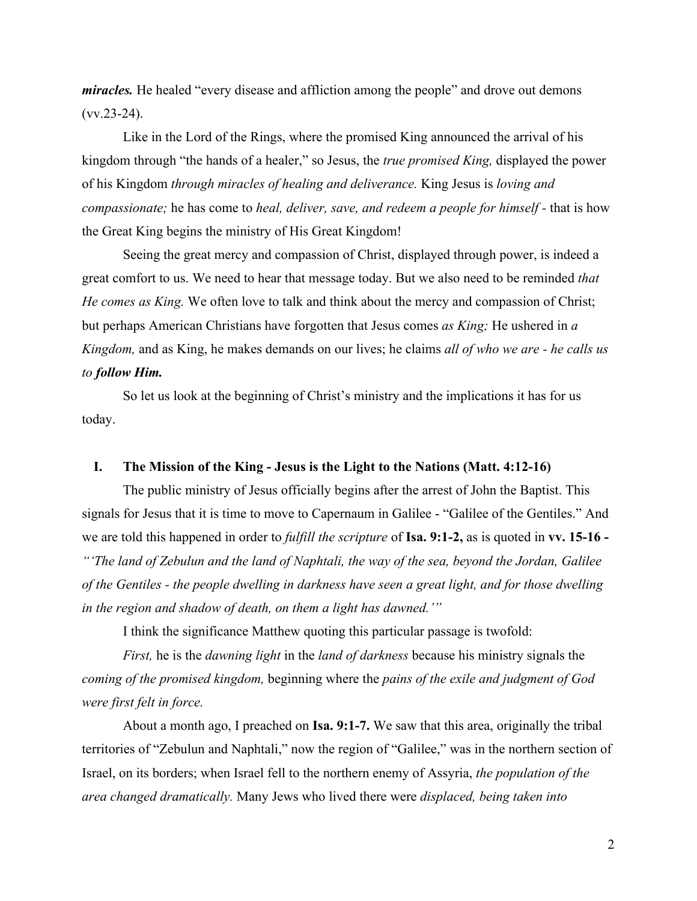***miracles.*** He healed "every disease and affliction among the people" and drove out demons (vv.23-24).

Like in the Lord of the Rings, where the promised King announced the arrival of his kingdom through "the hands of a healer," so Jesus, the *true promised King,* displayed the power of his Kingdom *through miracles of healing and deliverance.* King Jesus is *loving and compassionate;* he has come to *heal, deliver, save, and redeem a people for himself* - that is how the Great King begins the ministry of His Great Kingdom!

Seeing the great mercy and compassion of Christ, displayed through power, is indeed a great comfort to us. We need to hear that message today. But we also need to be reminded *that He comes as King.* We often love to talk and think about the mercy and compassion of Christ; but perhaps American Christians have forgotten that Jesus comes *as King;* He ushered in *a Kingdom,* and as King, he makes demands on our lives; he claims *all of who we are - he calls us to* ***follow Him.***

So let us look at the beginning of Christ's ministry and the implications it has for us today.

## I. The Mission of the King - Jesus is the Light to the Nations (Matt. 4:12-16)

The public ministry of Jesus officially begins after the arrest of John the Baptist. This signals for Jesus that it is time to move to Capernaum in Galilee - "Galilee of the Gentiles." And we are told this happened in order to *fulfill the scripture* of **Isa. 9:1-2,** as is quoted in **vv. 15-16 -** *"'The land of Zebulun and the land of Naphtali, the way of the sea, beyond the Jordan, Galilee of the Gentiles - the people dwelling in darkness have seen a great light, and for those dwelling in the region and shadow of death, on them a light has dawned.'"*

I think the significance Matthew quoting this particular passage is twofold:

*First,* he is the *dawning light* in the *land of darkness* because his ministry signals the *coming of the promised kingdom,* beginning where the *pains of the exile and judgment of God were first felt in force.*

About a month ago, I preached on **Isa. 9:1-7.** We saw that this area, originally the tribal territories of "Zebulun and Naphtali," now the region of "Galilee," was in the northern section of Israel, on its borders; when Israel fell to the northern enemy of Assyria, *the population of the area changed dramatically.* Many Jews who lived there were *displaced, being taken into*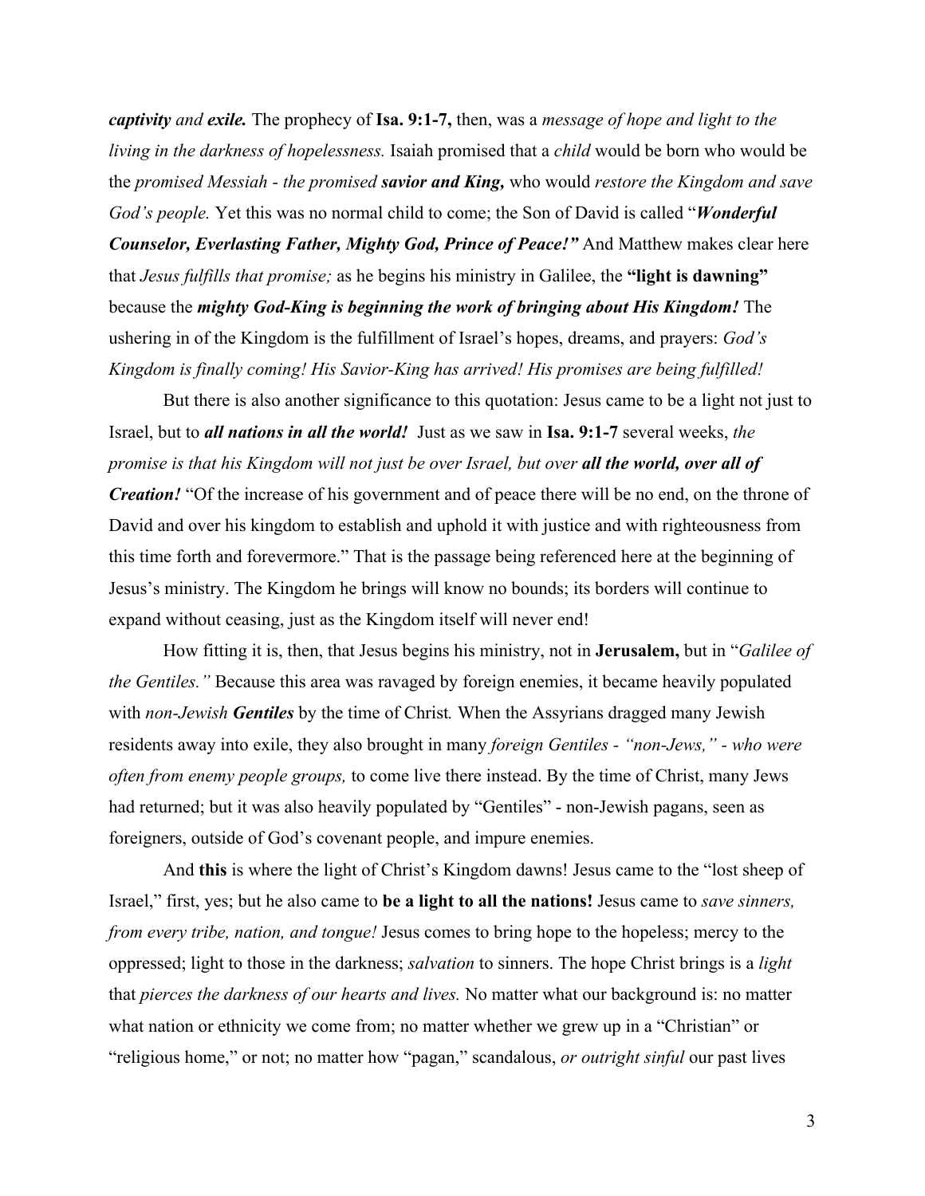***captivity** and **exile.*** The prophecy of **Isa. 9:1-7,** then, was a *message of hope and light to the living in the darkness of hopelessness.* Isaiah promised that a *child* would be born who would be the *promised Messiah - the promised **savior and King,*** who would *restore the Kingdom and save God's people.* Yet this was no normal child to come; the Son of David is called "***Wonderful Counselor, Everlasting Father, Mighty God, Prince of Peace!"*** And Matthew makes clear here that *Jesus fulfills that promise;* as he begins his ministry in Galilee, the **"light is dawning"** because the ***mighty God-King is beginning the work of bringing about His Kingdom!*** The ushering in of the Kingdom is the fulfillment of Israel's hopes, dreams, and prayers: *God's Kingdom is finally coming! His Savior-King has arrived! His promises are being fulfilled!*

But there is also another significance to this quotation: Jesus came to be a light not just to Israel, but to ***all nations in all the world!*** Just as we saw in **Isa. 9:1-7** several weeks, *the promise is that his Kingdom will not just be over Israel, but over **all the world, over all of Creation!*** "Of the increase of his government and of peace there will be no end, on the throne of David and over his kingdom to establish and uphold it with justice and with righteousness from this time forth and forevermore." That is the passage being referenced here at the beginning of Jesus's ministry. The Kingdom he brings will know no bounds; its borders will continue to expand without ceasing, just as the Kingdom itself will never end!

How fitting it is, then, that Jesus begins his ministry, not in **Jerusalem,** but in "*Galilee of the Gentiles."* Because this area was ravaged by foreign enemies, it became heavily populated with *non-Jewish **Gentiles*** by the time of Christ*.* When the Assyrians dragged many Jewish residents away into exile, they also brought in many *foreign Gentiles - "non-Jews," - who were often from enemy people groups,* to come live there instead. By the time of Christ, many Jews had returned; but it was also heavily populated by "Gentiles" - non-Jewish pagans, seen as foreigners, outside of God's covenant people, and impure enemies.

And **this** is where the light of Christ's Kingdom dawns! Jesus came to the "lost sheep of Israel," first, yes; but he also came to **be a light to all the nations!** Jesus came to *save sinners, from every tribe, nation, and tongue!* Jesus comes to bring hope to the hopeless; mercy to the oppressed; light to those in the darkness; *salvation* to sinners. The hope Christ brings is a *light* that *pierces the darkness of our hearts and lives.* No matter what our background is: no matter what nation or ethnicity we come from; no matter whether we grew up in a "Christian" or "religious home," or not; no matter how "pagan," scandalous, *or outright sinful* our past lives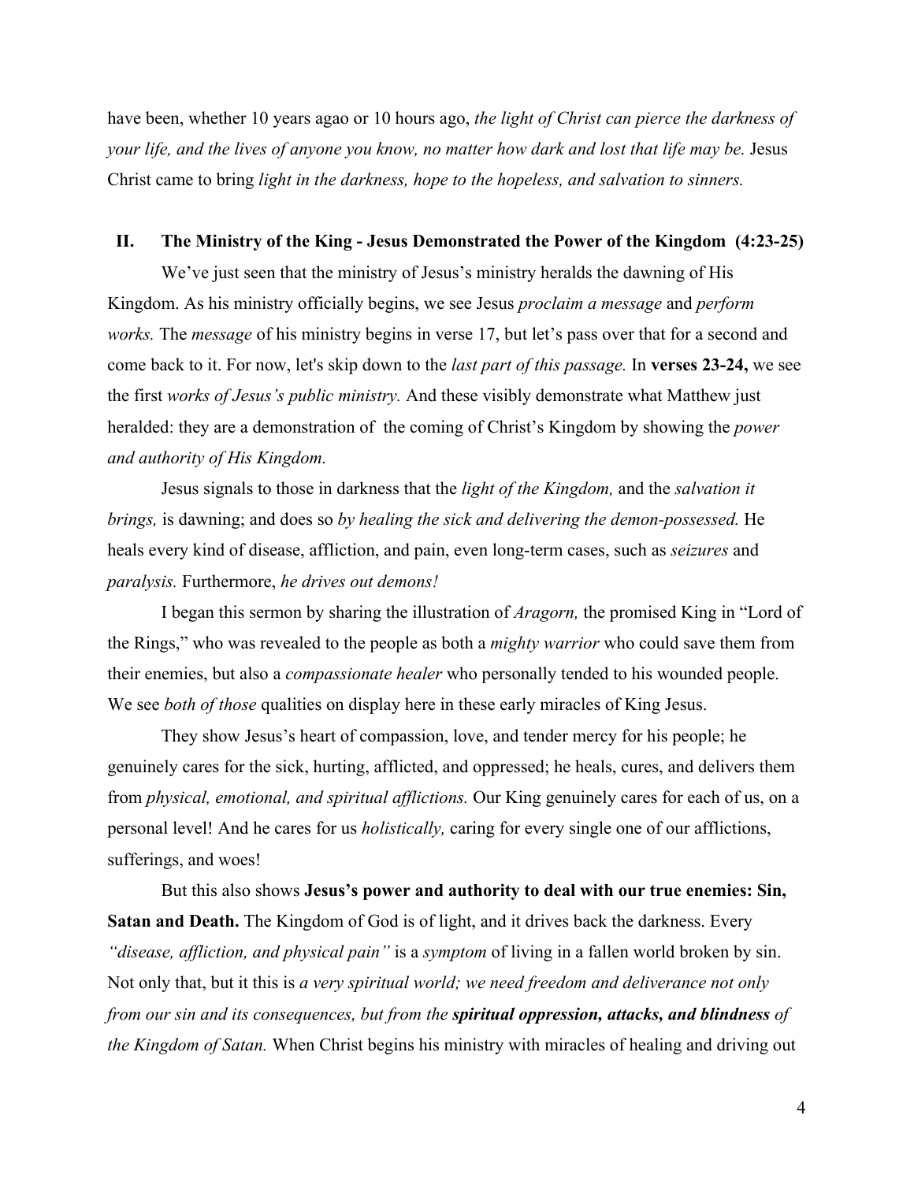have been, whether 10 years agao or 10 hours ago, *the light of Christ can pierce the darkness of your life, and the lives of anyone you know, no matter how dark and lost that life may be.* Jesus Christ came to bring *light in the darkness, hope to the hopeless, and salvation to sinners.*

## II. The Ministry of the King - Jesus Demonstrated the Power of the Kingdom (4:23-25)

We've just seen that the ministry of Jesus's ministry heralds the dawning of His Kingdom. As his ministry officially begins, we see Jesus *proclaim a message* and *perform works.* The *message* of his ministry begins in verse 17, but let's pass over that for a second and come back to it. For now, let's skip down to the *last part of this passage.* In **verses 23-24,** we see the first *works of Jesus's public ministry.* And these visibly demonstrate what Matthew just heralded: they are a demonstration of the coming of Christ's Kingdom by showing the *power and authority of His Kingdom.*

Jesus signals to those in darkness that the *light of the Kingdom,* and the *salvation it brings,* is dawning; and does so *by healing the sick and delivering the demon-possessed.* He heals every kind of disease, affliction, and pain, even long-term cases, such as *seizures* and *paralysis.* Furthermore, *he drives out demons!*

I began this sermon by sharing the illustration of *Aragorn,* the promised King in "Lord of the Rings," who was revealed to the people as both a *mighty warrior* who could save them from their enemies, but also a *compassionate healer* who personally tended to his wounded people. We see *both of those* qualities on display here in these early miracles of King Jesus.

They show Jesus's heart of compassion, love, and tender mercy for his people; he genuinely cares for the sick, hurting, afflicted, and oppressed; he heals, cures, and delivers them from *physical, emotional, and spiritual afflictions.* Our King genuinely cares for each of us, on a personal level! And he cares for us *holistically,* caring for every single one of our afflictions, sufferings, and woes!

But this also shows **Jesus's power and authority to deal with our true enemies: Sin, Satan and Death.** The Kingdom of God is of light, and it drives back the darkness. Every *"disease, affliction, and physical pain"* is a *symptom* of living in a fallen world broken by sin. Not only that, but it this is *a very spiritual world; we need freedom and deliverance not only from our sin and its consequences, but from the* ***spiritual oppression, attacks, and blindness*** *of the Kingdom of Satan.* When Christ begins his ministry with miracles of healing and driving out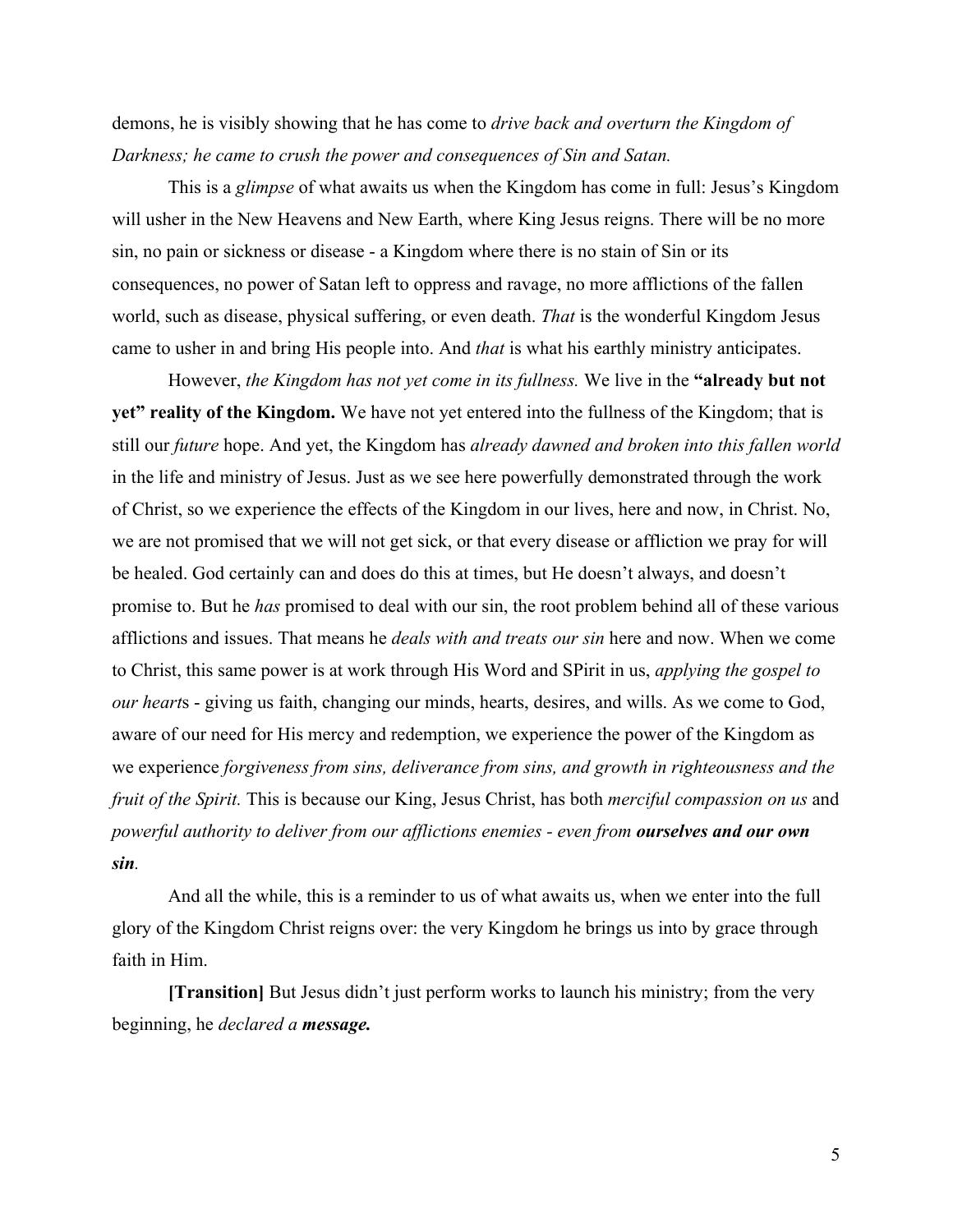demons, he is visibly showing that he has come to *drive back and overturn the Kingdom of Darkness; he came to crush the power and consequences of Sin and Satan.*

This is a *glimpse* of what awaits us when the Kingdom has come in full: Jesus's Kingdom will usher in the New Heavens and New Earth, where King Jesus reigns. There will be no more sin, no pain or sickness or disease - a Kingdom where there is no stain of Sin or its consequences, no power of Satan left to oppress and ravage, no more afflictions of the fallen world, such as disease, physical suffering, or even death. *That* is the wonderful Kingdom Jesus came to usher in and bring His people into. And *that* is what his earthly ministry anticipates.

However, *the Kingdom has not yet come in its fullness.* We live in the **"already but not yet" reality of the Kingdom.** We have not yet entered into the fullness of the Kingdom; that is still our *future* hope. And yet, the Kingdom has *already dawned and broken into this fallen world* in the life and ministry of Jesus. Just as we see here powerfully demonstrated through the work of Christ, so we experience the effects of the Kingdom in our lives, here and now, in Christ. No, we are not promised that we will not get sick, or that every disease or affliction we pray for will be healed. God certainly can and does do this at times, but He doesn't always, and doesn't promise to. But he *has* promised to deal with our sin, the root problem behind all of these various afflictions and issues. That means he *deals with and treats our sin* here and now. When we come to Christ, this same power is at work through His Word and SPirit in us, *applying the gospel to our heart*s - giving us faith, changing our minds, hearts, desires, and wills. As we come to God, aware of our need for His mercy and redemption, we experience the power of the Kingdom as we experience *forgiveness from sins, deliverance from sins, and growth in righteousness and the fruit of the Spirit.* This is because our King, Jesus Christ, has both *merciful compassion on us* and *powerful authority to deliver from our afflictions enemies - even from* ***ourselves and our own sin****.*

And all the while, this is a reminder to us of what awaits us, when we enter into the full glory of the Kingdom Christ reigns over: the very Kingdom he brings us into by grace through faith in Him.

**[Transition]** But Jesus didn't just perform works to launch his ministry; from the very beginning, he *declared a* ***message.***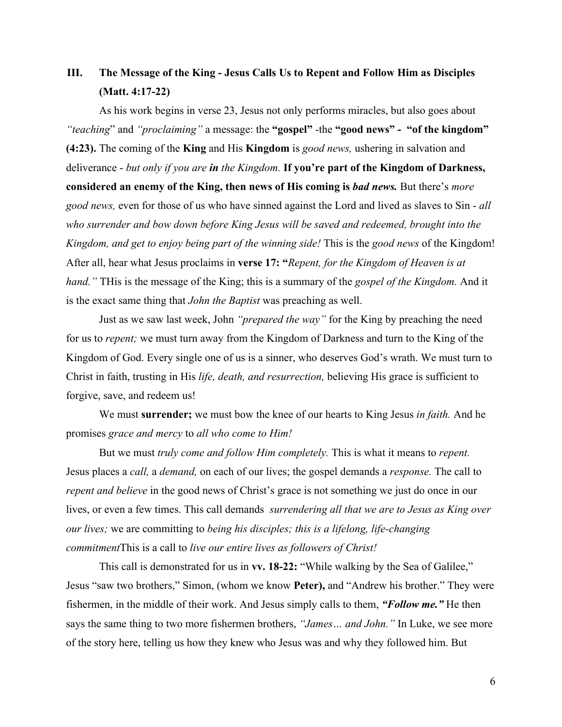## III. The Message of the King - Jesus Calls Us to Repent and Follow Him as Disciples (Matt. 4:17-22)

As his work begins in verse 23, Jesus not only performs miracles, but also goes about *"teaching*" and *"proclaiming"* a message: the **"gospel"** -the **"good news" - "of the kingdom" (4:23).** The coming of the **King** and His **Kingdom** is *good news,* ushering in salvation and deliverance - *but only if you are **in** the Kingdom.* **If you're part of the Kingdom of Darkness, considered an enemy of the King, then news of His coming is *bad news.*** But there's *more good news,* even for those of us who have sinned against the Lord and lived as slaves to Sin - *all who surrender and bow down before King Jesus will be saved and redeemed, brought into the Kingdom, and get to enjoy being part of the winning side!* This is the *good news* of the Kingdom! After all, hear what Jesus proclaims in **verse 17: "***Repent, for the Kingdom of Heaven is at hand."* THis is the message of the King; this is a summary of the *gospel of the Kingdom.* And it is the exact same thing that *John the Baptist* was preaching as well.

Just as we saw last week, John *"prepared the way"* for the King by preaching the need for us to *repent;* we must turn away from the Kingdom of Darkness and turn to the King of the Kingdom of God. Every single one of us is a sinner, who deserves God's wrath. We must turn to Christ in faith, trusting in His *life, death, and resurrection,* believing His grace is sufficient to forgive, save, and redeem us!

We must **surrender;** we must bow the knee of our hearts to King Jesus *in faith.* And he promises *grace and mercy* to *all who come to Him!*

But we must *truly come and follow Him completely.* This is what it means to *repent.* Jesus places a *call,* a *demand,* on each of our lives; the gospel demands a *response.* The call to *repent and believe* in the good news of Christ's grace is not something we just do once in our lives, or even a few times. This call demands *surrendering all that we are to Jesus as King over our lives;* we are committing to *being his disciples; this is a lifelong, life-changing commitment*This is a call to *live our entire lives as followers of Christ!*

This call is demonstrated for us in **vv. 18-22:** "While walking by the Sea of Galilee," Jesus "saw two brothers," Simon, (whom we know **Peter),** and "Andrew his brother." They were fishermen, in the middle of their work. And Jesus simply calls to them, ***"Follow me."*** He then says the same thing to two more fishermen brothers, *"James… and John."* In Luke, we see more of the story here, telling us how they knew who Jesus was and why they followed him. But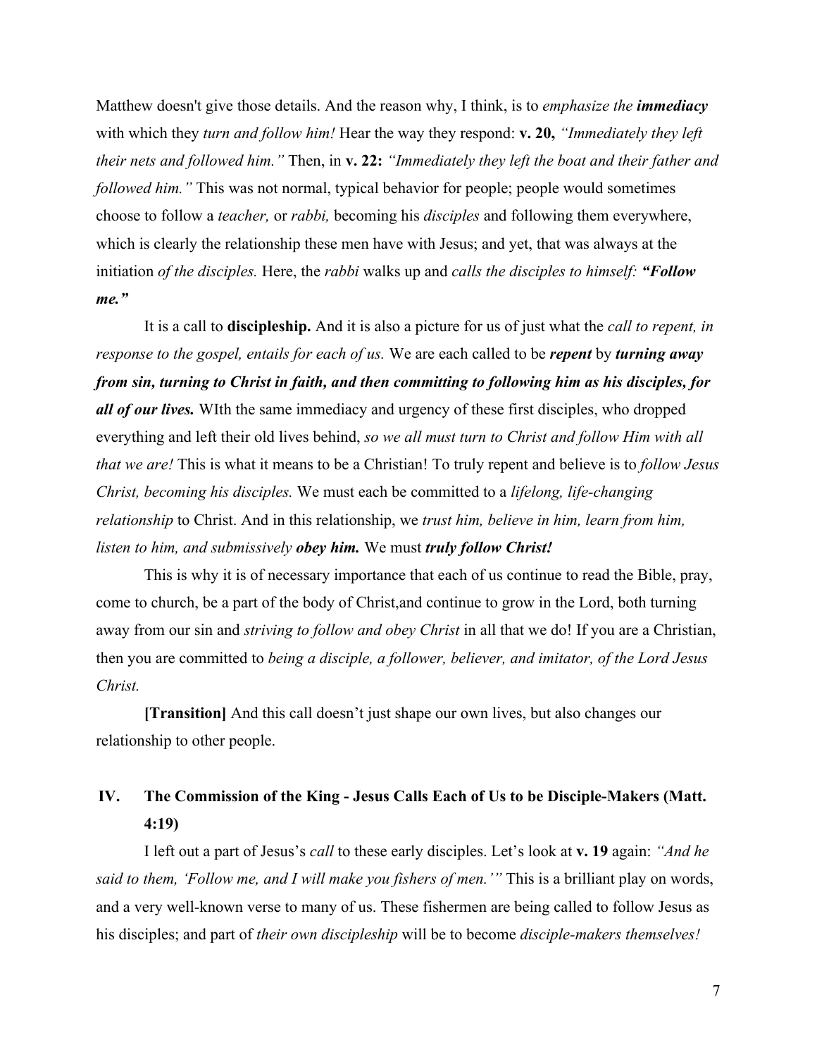Matthew doesn't give those details. And the reason why, I think, is to *emphasize the **immediacy*** with which they *turn and follow him!* Hear the way they respond: **v. 20,** *"Immediately they left their nets and followed him."* Then, in **v. 22:** *"Immediately they left the boat and their father and followed him."* This was not normal, typical behavior for people; people would sometimes choose to follow a *teacher,* or *rabbi,* becoming his *disciples* and following them everywhere, which is clearly the relationship these men have with Jesus; and yet, that was always at the initiation *of the disciples.* Here, the *rabbi* walks up and *calls the disciples to himself:* ***"Follow me."***

It is a call to **discipleship.** And it is also a picture for us of just what the *call to repent, in response to the gospel, entails for each of us.* We are each called to be ***repent*** by ***turning away from sin, turning to Christ in faith, and then committing to following him as his disciples, for all of our lives.*** WIth the same immediacy and urgency of these first disciples, who dropped everything and left their old lives behind, *so we all must turn to Christ and follow Him with all that we are!* This is what it means to be a Christian! To truly repent and believe is to *follow Jesus Christ, becoming his disciples.* We must each be committed to a *lifelong, life-changing relationship* to Christ. And in this relationship, we *trust him, believe in him, learn from him, listen to him, and submissively **obey him.*** We must ***truly follow Christ!***

This is why it is of necessary importance that each of us continue to read the Bible, pray, come to church, be a part of the body of Christ,and continue to grow in the Lord, both turning away from our sin and *striving to follow and obey Christ* in all that we do! If you are a Christian, then you are committed to *being a disciple, a follower, believer, and imitator, of the Lord Jesus Christ.*

**[Transition]** And this call doesn't just shape our own lives, but also changes our relationship to other people.

## IV. The Commission of the King - Jesus Calls Each of Us to be Disciple-Makers (Matt. 4:19)

I left out a part of Jesus's *call* to these early disciples. Let's look at **v. 19** again: *"And he said to them, 'Follow me, and I will make you fishers of men.'"* This is a brilliant play on words, and a very well-known verse to many of us. These fishermen are being called to follow Jesus as his disciples; and part of *their own discipleship* will be to become *disciple-makers themselves!*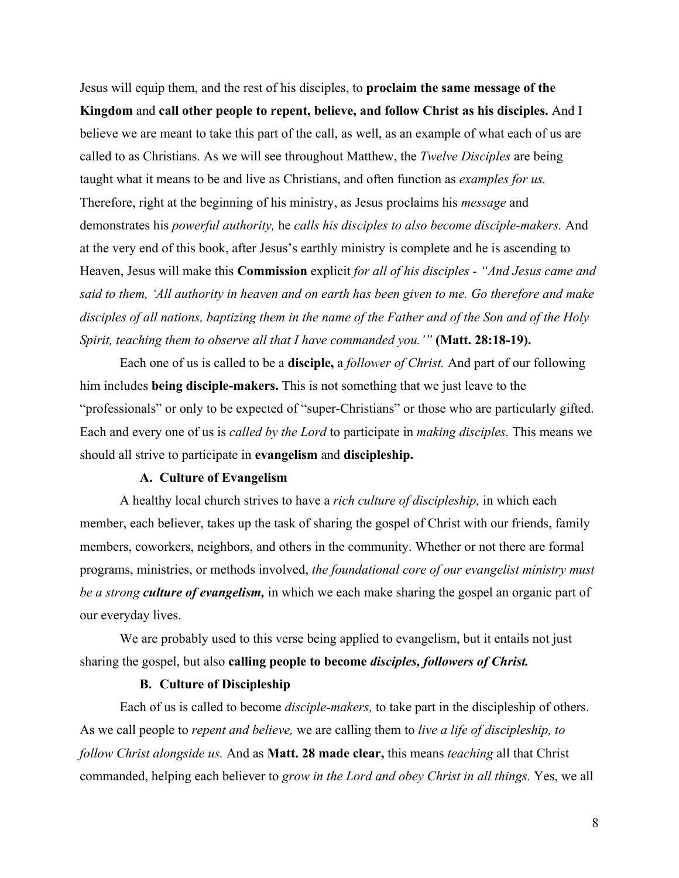Jesus will equip them, and the rest of his disciples, to **proclaim the same message of the Kingdom** and **call other people to repent, believe, and follow Christ as his disciples.** And I believe we are meant to take this part of the call, as well, as an example of what each of us are called to as Christians. As we will see throughout Matthew, the *Twelve Disciples* are being taught what it means to be and live as Christians, and often function as *examples for us.* Therefore, right at the beginning of his ministry, as Jesus proclaims his *message* and demonstrates his *powerful authority,* he *calls his disciples to also become disciple-makers.* And at the very end of this book, after Jesus's earthly ministry is complete and he is ascending to Heaven, Jesus will make this **Commission** explicit *for all of his disciples - "And Jesus came and said to them, 'All authority in heaven and on earth has been given to me. Go therefore and make disciples of all nations, baptizing them in the name of the Father and of the Son and of the Holy Spirit, teaching them to observe all that I have commanded you.'"* **(Matt. 28:18-19).**

Each one of us is called to be a **disciple,** a *follower of Christ.* And part of our following him includes **being disciple-makers.** This is not something that we just leave to the "professionals" or only to be expected of "super-Christians" or those who are particularly gifted. Each and every one of us is *called by the Lord* to participate in *making disciples.* This means we should all strive to participate in **evangelism** and **discipleship.**

### A. Culture of Evangelism

A healthy local church strives to have a *rich culture of discipleship,* in which each member, each believer, takes up the task of sharing the gospel of Christ with our friends, family members, coworkers, neighbors, and others in the community. Whether or not there are formal programs, ministries, or methods involved, *the foundational core of our evangelist ministry must be a strong* ***culture of evangelism,*** in which we each make sharing the gospel an organic part of our everyday lives.

We are probably used to this verse being applied to evangelism, but it entails not just sharing the gospel, but also **calling people to become** ***disciples, followers of Christ.***

### B. Culture of Discipleship

Each of us is called to become *disciple-makers,* to take part in the discipleship of others. As we call people to *repent and believe,* we are calling them to *live a life of discipleship, to follow Christ alongside us.* And as **Matt. 28 made clear,** this means *teaching* all that Christ commanded, helping each believer to *grow in the Lord and obey Christ in all things.* Yes, we all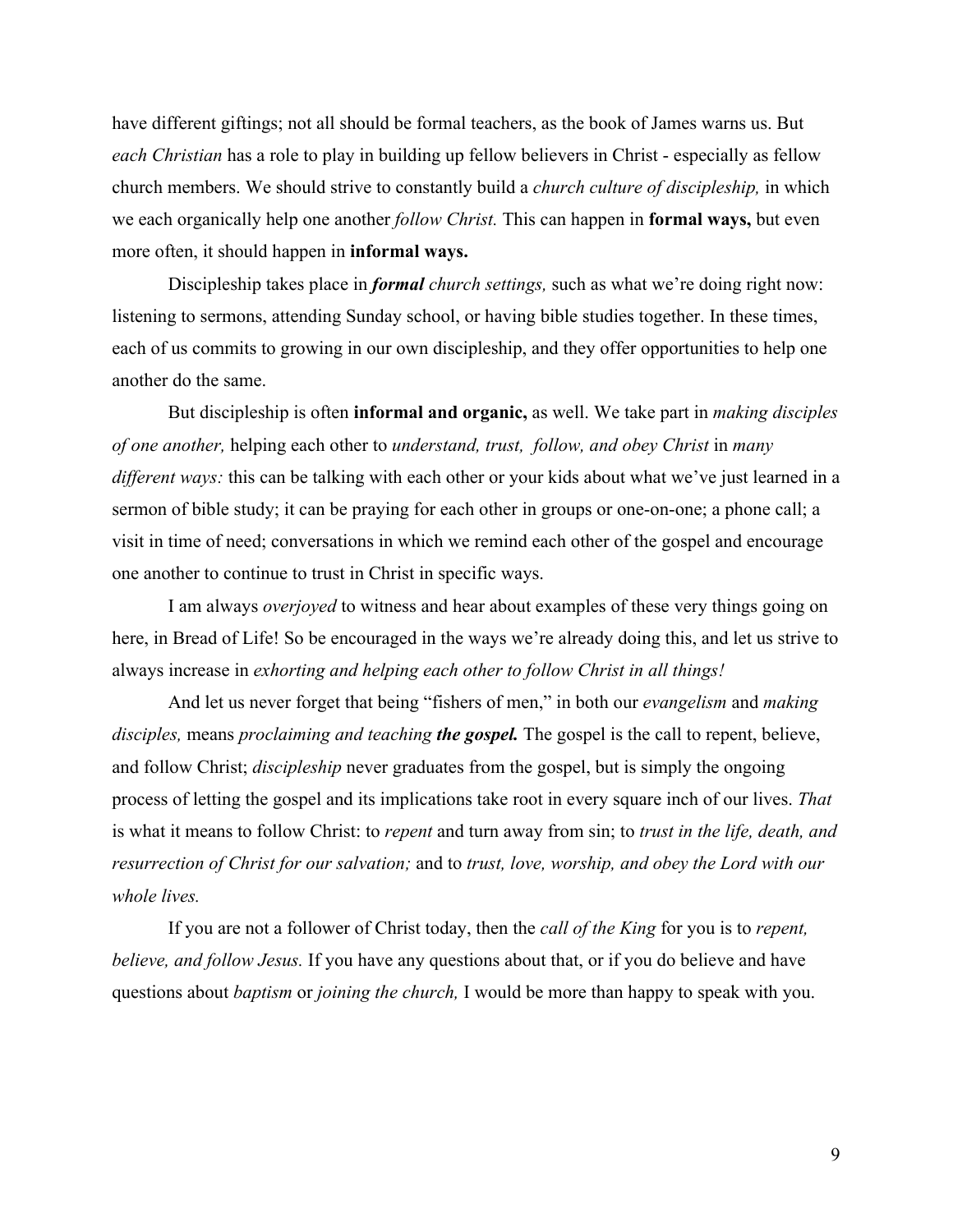have different giftings; not all should be formal teachers, as the book of James warns us. But *each Christian* has a role to play in building up fellow believers in Christ - especially as fellow church members. We should strive to constantly build a *church culture of discipleship,* in which we each organically help one another *follow Christ.* This can happen in **formal ways,** but even more often, it should happen in **informal ways.**

Discipleship takes place in ***formal*** *church settings,* such as what we're doing right now: listening to sermons, attending Sunday school, or having bible studies together. In these times, each of us commits to growing in our own discipleship, and they offer opportunities to help one another do the same.

But discipleship is often **informal and organic,** as well. We take part in *making disciples of one another,* helping each other to *understand, trust, follow, and obey Christ* in *many different ways:* this can be talking with each other or your kids about what we've just learned in a sermon of bible study; it can be praying for each other in groups or one-on-one; a phone call; a visit in time of need; conversations in which we remind each other of the gospel and encourage one another to continue to trust in Christ in specific ways.

I am always *overjoyed* to witness and hear about examples of these very things going on here, in Bread of Life! So be encouraged in the ways we're already doing this, and let us strive to always increase in *exhorting and helping each other to follow Christ in all things!*

And let us never forget that being "fishers of men," in both our *evangelism* and *making disciples,* means *proclaiming and teaching* ***the gospel.*** The gospel is the call to repent, believe, and follow Christ; *discipleship* never graduates from the gospel, but is simply the ongoing process of letting the gospel and its implications take root in every square inch of our lives. *That* is what it means to follow Christ: to *repent* and turn away from sin; to *trust in the life, death, and resurrection of Christ for our salvation;* and to *trust, love, worship, and obey the Lord with our whole lives.*

If you are not a follower of Christ today, then the *call of the King* for you is to *repent, believe, and follow Jesus.* If you have any questions about that, or if you do believe and have questions about *baptism* or *joining the church,* I would be more than happy to speak with you.